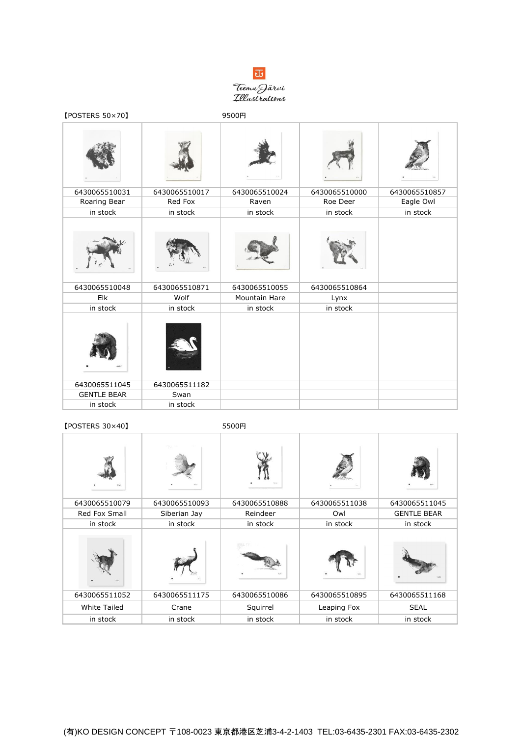Teemu Järvi Illustrations

【POSTERS 50×70】 9500円

| | | | | |
|---|---|---|---|---|
| 6430065510031 | 6430065510017 | 6430065510024 | 6430065510000 | 6430065510857 |
| Roaring Bear | Red Fox | Raven | Roe Deer | Eagle Owl |
| in stock | in stock | in stock | in stock | in stock |
| 6430065510048 | 6430065510871 | 6430065510055 | 6430065510864 | |
| Elk | Wolf | Mountain Hare | Lynx | |
| in stock | in stock | in stock | in stock | |
| 6430065511045 | 6430065511182 | | | |
| GENTLE BEAR | Swan | | | |
| in stock | in stock | | | |

【POSTERS 30×40】 5500円

| | | | | |
|---|---|---|---|---|
| 6430065510079 | 6430065510093 | 6430065510888 | 6430065511038 | 6430065511045 |
| Red Fox Small | Siberian Jay | Reindeer | Owl | GENTLE BEAR |
| in stock | in stock | in stock | in stock | in stock |
| 6430065511052 | 6430065511175 | 6430065510086 | 6430065510895 | 6430065511168 |
| White Tailed | Crane | Squirrel | Leaping Fox | SEAL |
| in stock | in stock | in stock | in stock | in stock |

(有)KO DESIGN CONCEPT 〒108-0023 東京都港区芝浦3-4-2-1403 TEL:03-6435-2301 FAX:03-6435-2302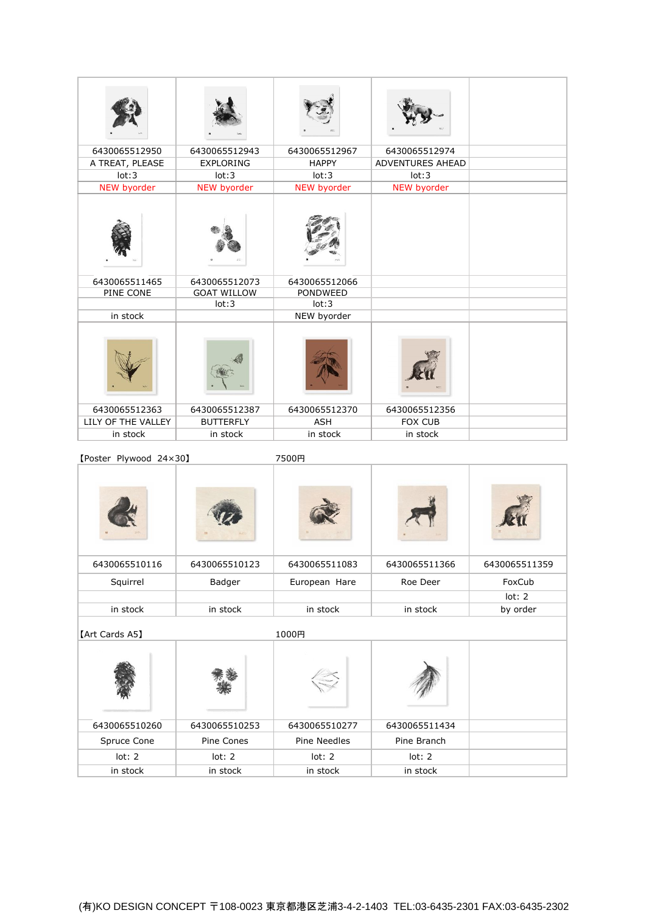| | | | | |
|---|---|---|---|---|
| 6430065512950 | 6430065512943 | 6430065512967 | 6430065512974 | |
| A TREAT, PLEASE | EXPLORING | HAPPY | ADVENTURES AHEAD | |
| lot:3 | lot:3 | lot:3 | lot:3 | |
| NEW byorder | NEW byorder | NEW byorder | NEW byorder | |
| 6430065511465 | 6430065512073 | 6430065512066 | | |
| PINE CONE | GOAT WILLOW | PONDWEED | | |
| | lot:3 | lot:3 | | |
| in stock | | NEW byorder | | |
| 6430065512363 | 6430065512387 | 6430065512370 | 6430065512356 | |
| LILY OF THE VALLEY | BUTTERFLY | ASH | FOX CUB | |
| in stock | in stock | in stock | in stock | |

【Poster Plywood 24×30】 7500円

| | | | | |
|---|---|---|---|---|
| 6430065510116 | 6430065510123 | 6430065511083 | 6430065511366 | 6430065511359 |
| Squirrel | Badger | European Hare | Roe Deer | FoxCub |
| | | | | lot: 2 |
| in stock | in stock | in stock | in stock | by order |

【Art Cards A5】 1000円

| | | | | |
|---|---|---|---|---|
| 6430065510260 | 6430065510253 | 6430065510277 | 6430065511434 | |
| Spruce Cone | Pine Cones | Pine Needles | Pine Branch | |
| lot: 2 | lot: 2 | lot: 2 | lot: 2 | |
| in stock | in stock | in stock | in stock | |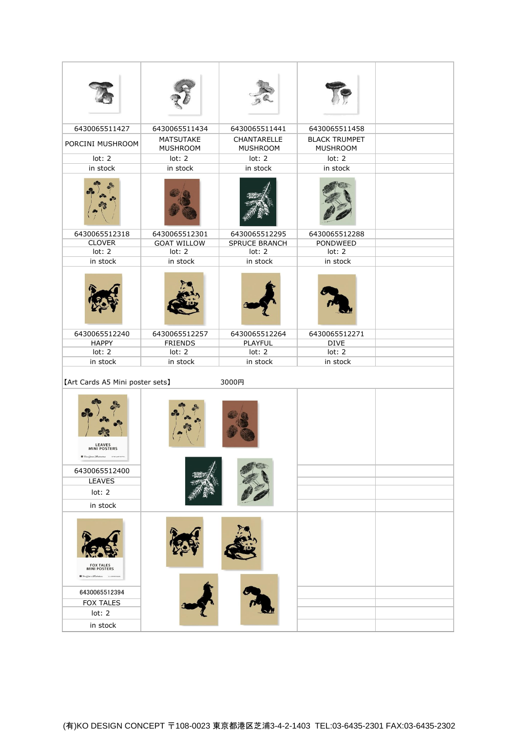| | | | | |
|---|---|---|---|---|
| 6430065511427 | 6430065511434 | 6430065511441 | 6430065511458 | |
| PORCINI MUSHROOM | MATSUTAKE MUSHROOM | CHANTARELLE MUSHROOM | BLACK TRUMPET MUSHROOM | |
| lot: 2 | lot: 2 | lot: 2 | lot: 2 | |
| in stock | in stock | in stock | in stock | |
| 6430065512318 | 6430065512301 | 6430065512295 | 6430065512288 | |
| CLOVER | GOAT WILLOW | SPRUCE BRANCH | PONDWEED | |
| lot: 2 | lot: 2 | lot: 2 | lot: 2 | |
| in stock | in stock | in stock | in stock | |
| 6430065512240 | 6430065512257 | 6430065512264 | 6430065512271 | |
| HAPPY | FRIENDS | PLAYFUL | DIVE | |
| lot: 2 | lot: 2 | lot: 2 | lot: 2 | |
| in stock | in stock | in stock | in stock | |

【Art Cards A5 Mini poster sets】 3000円

| | | | |
|---|---|---|---|
| 6430065512400 | | | |
| LEAVES | | | |
| lot: 2 | | | |
| in stock | | | |
| 6430065512394 | | | |
| FOX TALES | | | |
| lot: 2 | | | |
| in stock | | | |

(有)KO DESIGN CONCEPT 〒108-0023 東京都港区芝浦3-4-2-1403 TEL:03-6435-2301 FAX:03-6435-2302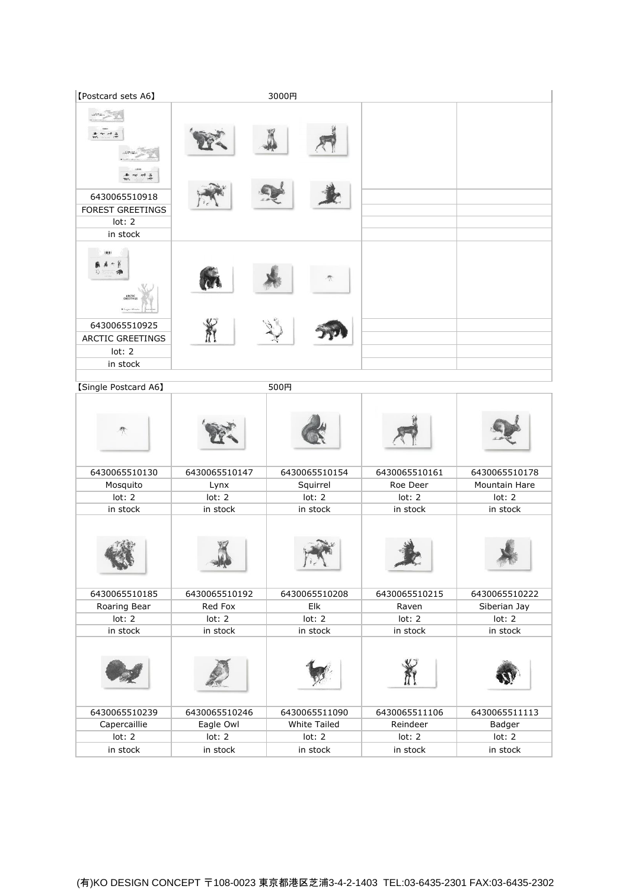| 【Postcard sets A6】 | | 3000円 | | |
|---|---|---|---|---|
| 6430065510918 | | | | |
| FOREST GREETINGS | | | | |
| lot: 2 | | | | |
| in stock | | | | |
| 6430065510925 | | | | |
| ARCTIC GREETINGS | | | | |
| lot: 2 | | | | |
| in stock | | | | |

| 【Single Postcard A6】 | | 500円 | | |
|---|---|---|---|---|
| 6430065510130 | 6430065510147 | 6430065510154 | 6430065510161 | 6430065510178 |
| Mosquito | Lynx | Squirrel | Roe Deer | Mountain Hare |
| lot: 2 | lot: 2 | lot: 2 | lot: 2 | lot: 2 |
| in stock | in stock | in stock | in stock | in stock |
| 6430065510185 | 6430065510192 | 6430065510208 | 6430065510215 | 6430065510222 |
| Roaring Bear | Red Fox | Elk | Raven | Siberian Jay |
| lot: 2 | lot: 2 | lot: 2 | lot: 2 | lot: 2 |
| in stock | in stock | in stock | in stock | in stock |
| 6430065510239 | 6430065510246 | 6430065511090 | 6430065511106 | 6430065511113 |
| Capercaillie | Eagle Owl | White Tailed | Reindeer | Badger |
| lot: 2 | lot: 2 | lot: 2 | lot: 2 | lot: 2 |
| in stock | in stock | in stock | in stock | in stock |

(有)KO DESIGN CONCEPT 〒108-0023 東京都港区芝浦3-4-2-1403 TEL:03-6435-2301 FAX:03-6435-2302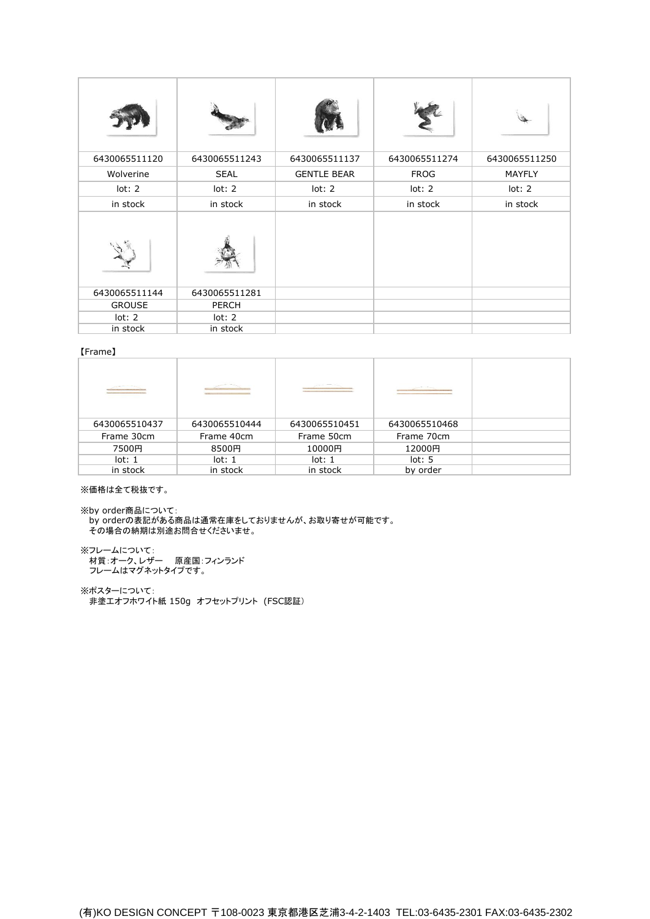| | | | | |
|---|---|---|---|---|
| 6430065511120 | 6430065511243 | 6430065511137 | 6430065511274 | 6430065511250 |
| Wolverine | SEAL | GENTLE BEAR | FROG | MAYFLY |
| lot: 2 | lot: 2 | lot: 2 | lot: 2 | lot: 2 |
| in stock | in stock | in stock | in stock | in stock |
| 6430065511144 | 6430065511281 | | | |
| GROUSE | PERCH | | | |
| lot: 2 | lot: 2 | | | |
| in stock | in stock | | | |

【Frame】

| | | | | |
|---|---|---|---|---|
| 6430065510437 | 6430065510444 | 6430065510451 | 6430065510468 | |
| Frame 30cm | Frame 40cm | Frame 50cm | Frame 70cm | |
| 7500円 | 8500円 | 10000円 | 12000円 | |
| lot: 1 | lot: 1 | lot: 1 | lot: 5 | |
| in stock | in stock | in stock | by order | |

※価格は全て税抜です。

※by order商品について：
by orderの表記がある商品は通常在庫をしておりませんが、お取り寄せが可能です。
その場合の納期は別途お問合せくださいませ。

※フレームについて：
材質：オーク、レザー　原産国：フィンランド
フレームはマグネットタイプです。

※ポスターについて：
非塗エオフホワイト紙 150g オフセットプリント（FSC認証）

(有)KO DESIGN CONCEPT 〒108-0023 東京都港区芝浦3-4-2-1403 TEL:03-6435-2301 FAX:03-6435-2302